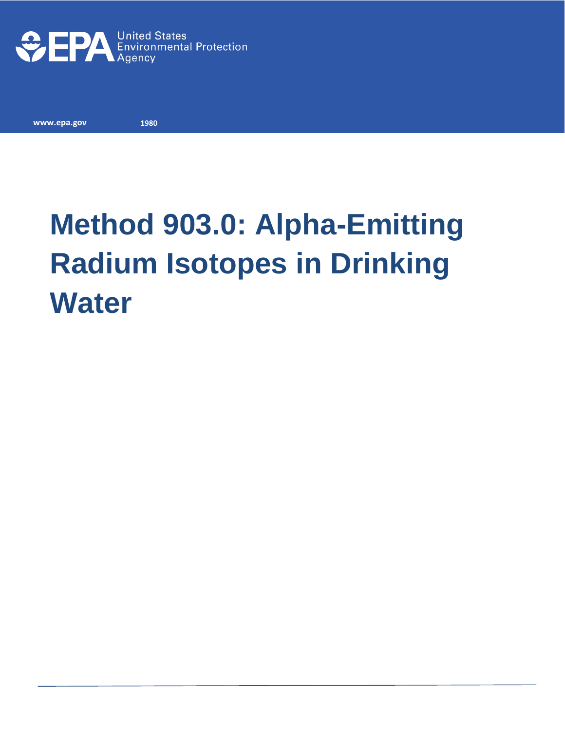United States Environmental Protection Agency

www.epa.gov 1980

# Method 903.0: Alpha-Emitting Radium Isotopes in Drinking Water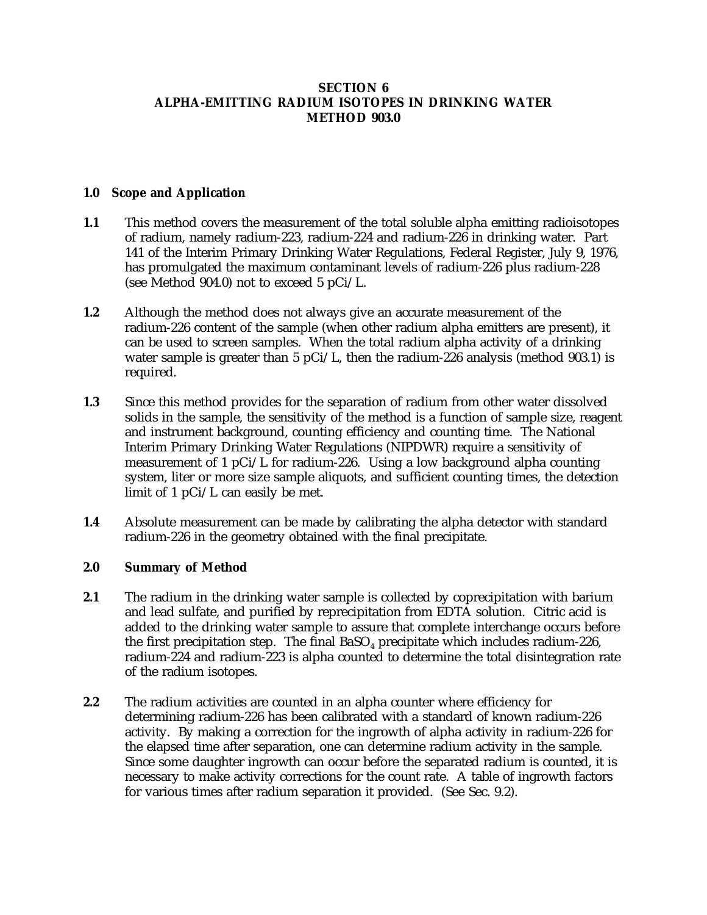# SECTION 6
# ALPHA-EMITTING RADIUM ISOTOPES IN DRINKING WATER
# METHOD 903.0

## 1.0 Scope and Application

**1.1** This method covers the measurement of the total soluble alpha emitting radioisotopes of radium, namely radium-223, radium-224 and radium-226 in drinking water. Part 141 of the Interim Primary Drinking Water Regulations, Federal Register, July 9, 1976, has promulgated the maximum contaminant levels of radium-226 plus radium-228 (see Method 904.0) not to exceed 5 pCi/L.

**1.2** Although the method does not always give an accurate measurement of the radium-226 content of the sample (when other radium alpha emitters are present), it can be used to screen samples. When the total radium alpha activity of a drinking water sample is greater than 5 pCi/L, then the radium-226 analysis (method 903.1) is required.

**1.3** Since this method provides for the separation of radium from other water dissolved solids in the sample, the sensitivity of the method is a function of sample size, reagent and instrument background, counting efficiency and counting time. The National Interim Primary Drinking Water Regulations (NIPDWR) require a sensitivity of measurement of 1 pCi/L for radium-226. Using a low background alpha counting system, liter or more size sample aliquots, and sufficient counting times, the detection limit of 1 pCi/L can easily be met.

**1.4** Absolute measurement can be made by calibrating the alpha detector with standard radium-226 in the geometry obtained with the final precipitate.

## 2.0 Summary of Method

**2.1** The radium in the drinking water sample is collected by coprecipitation with barium and lead sulfate, and purified by reprecipitation from EDTA solution. Citric acid is added to the drinking water sample to assure that complete interchange occurs before the first precipitation step. The final $BaSO_4$ precipitate which includes radium-226, radium-224 and radium-223 is alpha counted to determine the total disintegration rate of the radium isotopes.

**2.2** The radium activities are counted in an alpha counter where efficiency for determining radium-226 has been calibrated with a standard of known radium-226 activity. By making a correction for the ingrowth of alpha activity in radium-226 for the elapsed time after separation, one can determine radium activity in the sample. Since some daughter ingrowth can occur before the separated radium is counted, it is necessary to make activity corrections for the count rate. A table of ingrowth factors for various times after radium separation it provided. (See Sec. 9.2).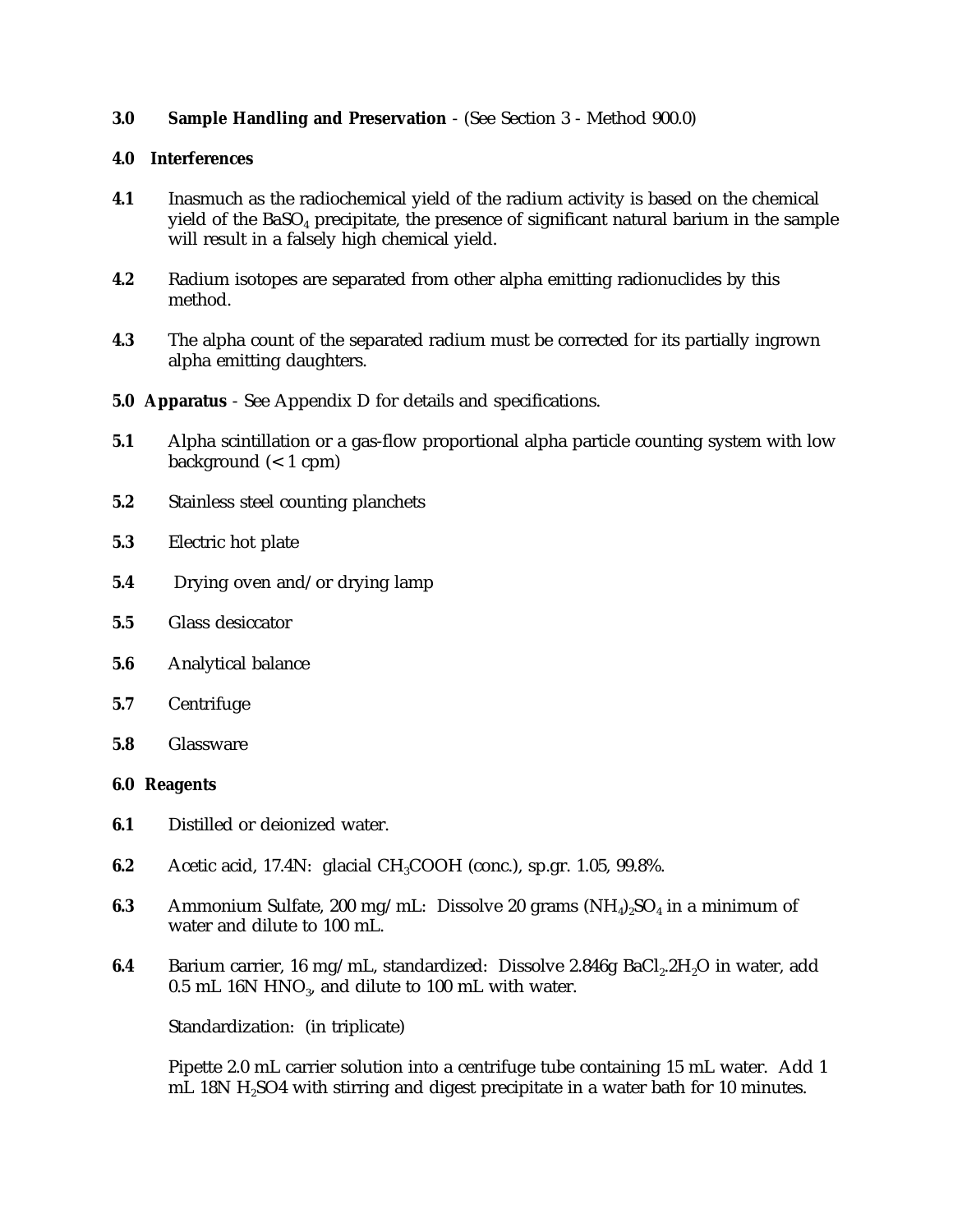**3.0 Sample Handling and Preservation** - (See Section 3 - Method 900.0)

**4.0 Interferences**

**4.1** Inasmuch as the radiochemical yield of the radium activity is based on the chemical yield of the $BaSO_4$ precipitate, the presence of significant natural barium in the sample will result in a falsely high chemical yield.

**4.2** Radium isotopes are separated from other alpha emitting radionuclides by this method.

**4.3** The alpha count of the separated radium must be corrected for its partially ingrown alpha emitting daughters.

**5.0 Apparatus** - See Appendix D for details and specifications.

**5.1** Alpha scintillation or a gas-flow proportional alpha particle counting system with low background (< 1 cpm)

**5.2** Stainless steel counting planchets

**5.3** Electric hot plate

**5.4** Drying oven and/or drying lamp

**5.5** Glass desiccator

**5.6** Analytical balance

**5.7** Centrifuge

**5.8** Glassware

**6.0 Reagents**

**6.1** Distilled or deionized water.

**6.2** Acetic acid, 17.4N: glacial $CH_3COOH$ (conc.), sp.gr. 1.05, 99.8%.

**6.3** Ammonium Sulfate, 200 mg/mL: Dissolve 20 grams $(NH_4)_2SO_4$ in a minimum of water and dilute to 100 mL.

**6.4** Barium carrier, 16 mg/mL, standardized: Dissolve 2.846g $BaCl_2.2H_2O$ in water, add 0.5 mL 16N $HNO_3$, and dilute to 100 mL with water.

Standardization: (in triplicate)

Pipette 2.0 mL carrier solution into a centrifuge tube containing 15 mL water. Add 1 mL 18N $H_2SO4$ with stirring and digest precipitate in a water bath for 10 minutes.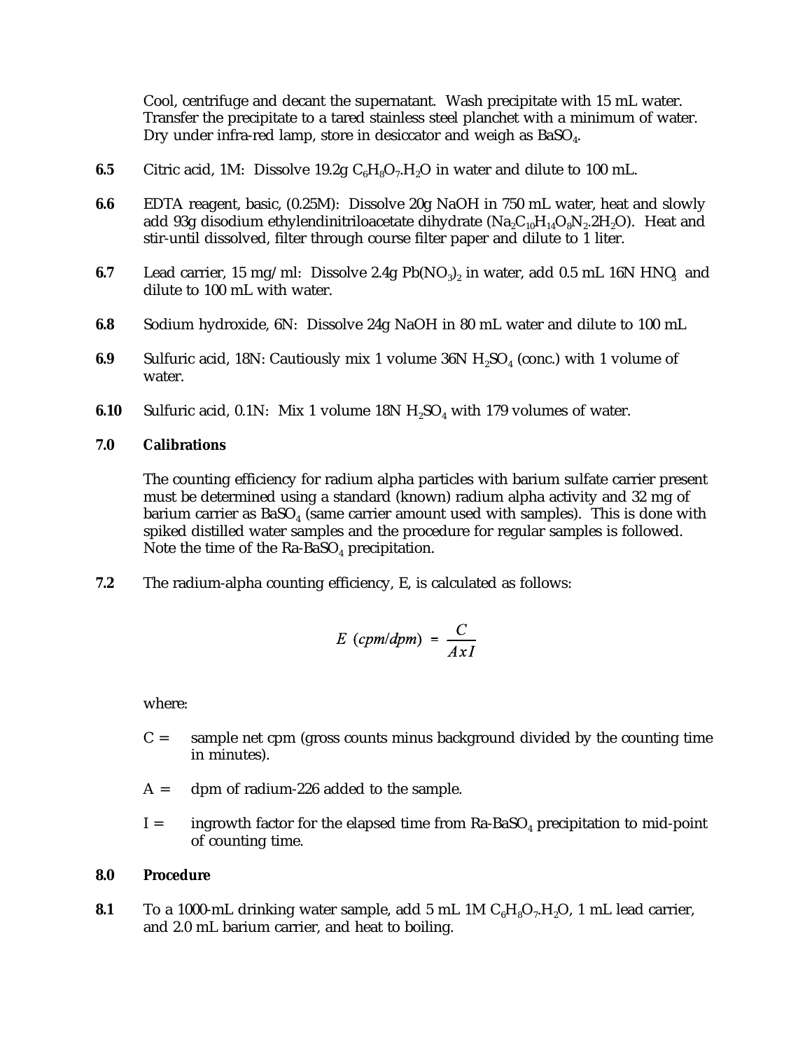Cool, centrifuge and decant the supernatant. Wash precipitate with 15 mL water. Transfer the precipitate to a tared stainless steel planchet with a minimum of water. Dry under infra-red lamp, store in desiccator and weigh as $BaSO_4$.

**6.5** Citric acid, 1M: Dissolve 19.2g $C_6H_8O_7.H_2O$ in water and dilute to 100 mL.

**6.6** EDTA reagent, basic, (0.25M): Dissolve 20g NaOH in 750 mL water, heat and slowly add 93g disodium ethylendinitriloacetate dihydrate ($Na_2C_{10}H_{14}O_8N_2.2H_2O$). Heat and stir-until dissolved, filter through course filter paper and dilute to 1 liter.

**6.7** Lead carrier, 15 mg/ml: Dissolve 2.4g $Pb(NO_3)_2$ in water, add 0.5 mL 16N $HNO_3$ and dilute to 100 mL with water.

**6.8** Sodium hydroxide, 6N: Dissolve 24g NaOH in 80 mL water and dilute to 100 mL

**6.9** Sulfuric acid, 18N: Cautiously mix 1 volume 36N $H_2SO_4$ (conc.) with 1 volume of water.

**6.10** Sulfuric acid, 0.1N: Mix 1 volume 18N $H_2SO_4$ with 179 volumes of water.

**7.0 Calibrations**

The counting efficiency for radium alpha particles with barium sulfate carrier present must be determined using a standard (known) radium alpha activity and 32 mg of barium carrier as $BaSO_4$ (same carrier amount used with samples). This is done with spiked distilled water samples and the procedure for regular samples is followed. Note the time of the Ra-$BaSO_4$ precipitation.

**7.2** The radium-alpha counting efficiency, E, is calculated as follows:

$$E\ (cpm/dpm) = \frac{C}{A x I}$$

where:

C = sample net cpm (gross counts minus background divided by the counting time in minutes).

A = dpm of radium-226 added to the sample.

I = ingrowth factor for the elapsed time from Ra-$BaSO_4$ precipitation to mid-point of counting time.

**8.0 Procedure**

**8.1** To a 1000-mL drinking water sample, add 5 mL 1M $C_6H_8O_7.H_2O$, 1 mL lead carrier, and 2.0 mL barium carrier, and heat to boiling.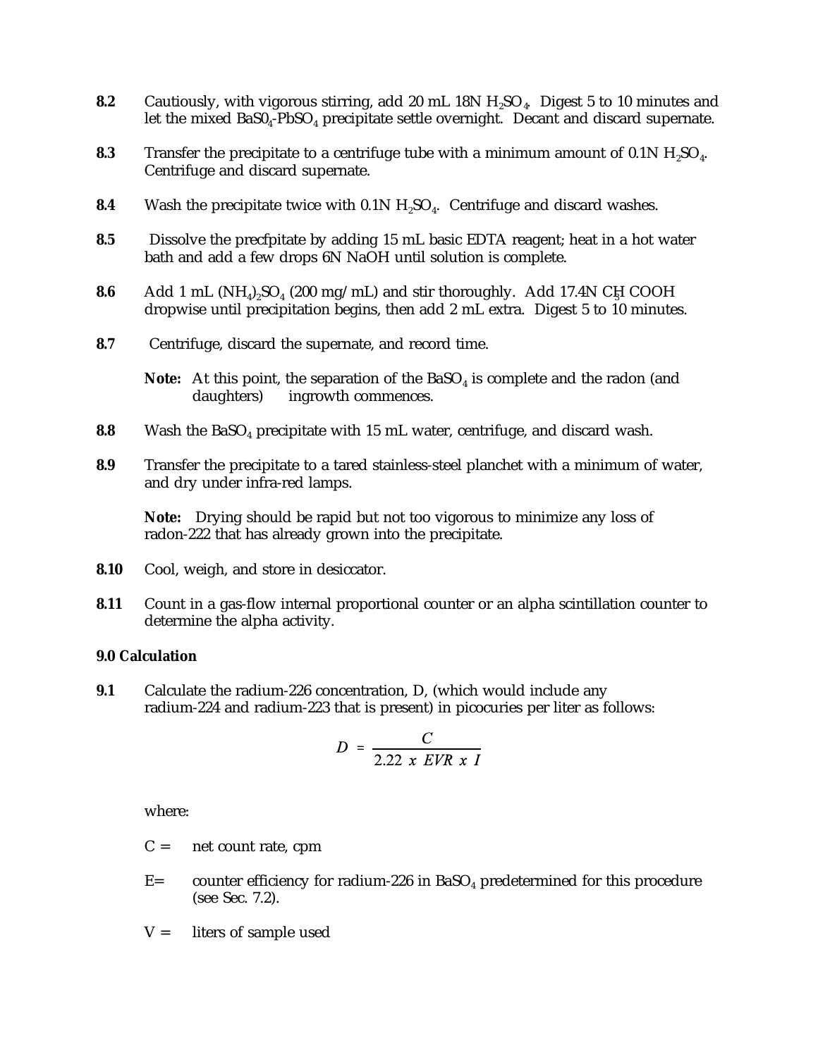**8.2** Cautiously, with vigorous stirring, add 20 mL 18N $H_2SO_4$. Digest 5 to 10 minutes and let the mixed $BaSO_4$-$PbSO_4$ precipitate settle overnight. Decant and discard supernate.

**8.3** Transfer the precipitate to a centrifuge tube with a minimum amount of 0.1N $H_2SO_4$. Centrifuge and discard supernate.

**8.4** Wash the precipitate twice with 0.1N $H_2SO_4$. Centrifuge and discard washes.

**8.5** Dissolve the precfpitate by adding 15 mL basic EDTA reagent; heat in a hot water bath and add a few drops 6N NaOH until solution is complete.

**8.6** Add 1 mL $(NH_4)_2SO_4$ (200 mg/mL) and stir thoroughly. Add 17.4N $CH_3COOH$ dropwise until precipitation begins, then add 2 mL extra. Digest 5 to 10 minutes.

**8.7** Centrifuge, discard the supernate, and record time.

**Note:** At this point, the separation of the $BaSO_4$ is complete and the radon (and daughters) ingrowth commences.

**8.8** Wash the $BaSO_4$ precipitate with 15 mL water, centrifuge, and discard wash.

**8.9** Transfer the precipitate to a tared stainless-steel planchet with a minimum of water, and dry under infra-red lamps.

**Note:** Drying should be rapid but not too vigorous to minimize any loss of radon-222 that has already grown into the precipitate.

**8.10** Cool, weigh, and store in desiccator.

**8.11** Count in a gas-flow internal proportional counter or an alpha scintillation counter to determine the alpha activity.

**9.0 Calculation**

**9.1** Calculate the radium-226 concentration, D, (which would include any radium-224 and radium-223 that is present) in picocuries per liter as follows:

$$D = \frac{C}{2.22 \times EVR \times I}$$

where:

C = net count rate, cpm

E= counter efficiency for radium-226 in $BaSO_4$ predetermined for this procedure (see Sec. 7.2).

V = liters of sample used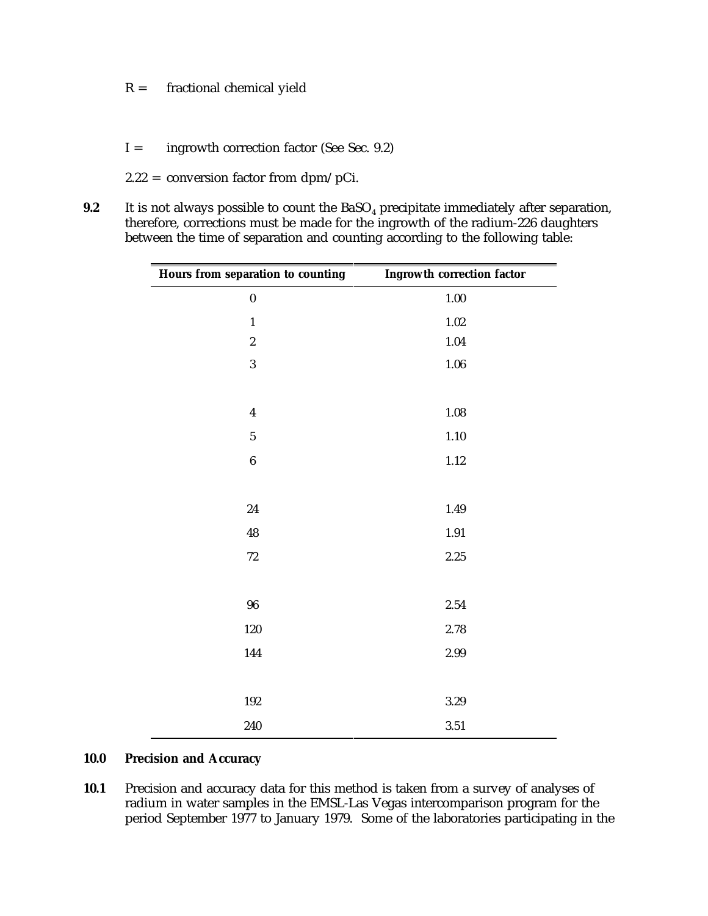R = fractional chemical yield

I = ingrowth correction factor (See Sec. 9.2)

2.22 = conversion factor from dpm/pCi.

**9.2** It is not always possible to count the $BaSO_4$ precipitate immediately after separation, therefore, corrections must be made for the ingrowth of the radium-226 daughters between the time of separation and counting according to the following table:

| Hours from separation to counting | Ingrowth correction factor |
|---|---|
| 0 | 1.00 |
| 1 | 1.02 |
| 2 | 1.04 |
| 3 | 1.06 |
| 4 | 1.08 |
| 5 | 1.10 |
| 6 | 1.12 |
| 24 | 1.49 |
| 48 | 1.91 |
| 72 | 2.25 |
| 96 | 2.54 |
| 120 | 2.78 |
| 144 | 2.99 |
| 192 | 3.29 |
| 240 | 3.51 |

## 10.0 Precision and Accuracy

**10.1** Precision and accuracy data for this method is taken from a survey of analyses of radium in water samples in the EMSL-Las Vegas intercomparison program for the period September 1977 to January 1979. Some of the laboratories participating in the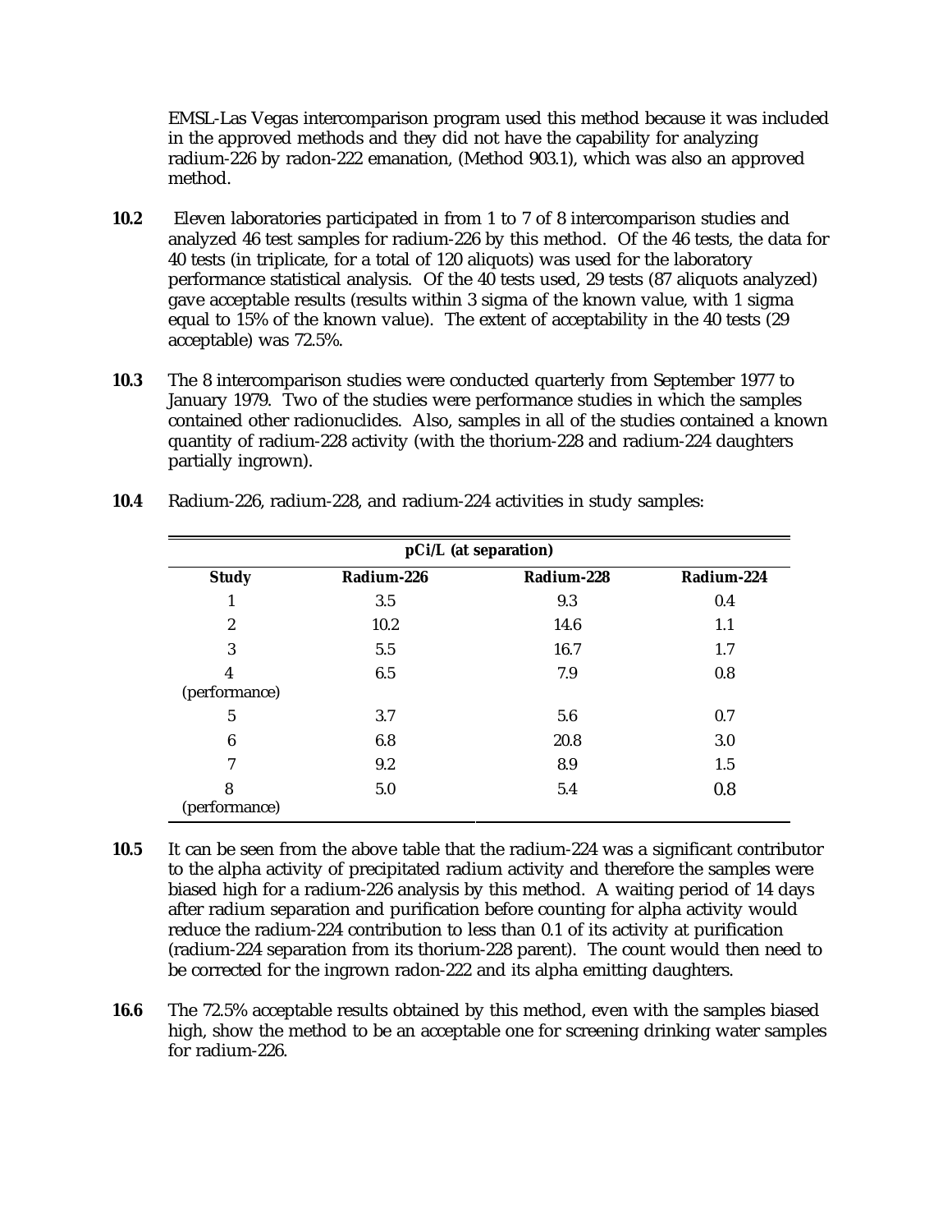EMSL-Las Vegas intercomparison program used this method because it was included in the approved methods and they did not have the capability for analyzing radium-226 by radon-222 emanation, (Method 903.1), which was also an approved method.

**10.2** Eleven laboratories participated in from 1 to 7 of 8 intercomparison studies and analyzed 46 test samples for radium-226 by this method. Of the 46 tests, the data for 40 tests (in triplicate, for a total of 120 aliquots) was used for the laboratory performance statistical analysis. Of the 40 tests used, 29 tests (87 aliquots analyzed) gave acceptable results (results within 3 sigma of the known value, with 1 sigma equal to 15% of the known value). The extent of acceptability in the 40 tests (29 acceptable) was 72.5%.

**10.3** The 8 intercomparison studies were conducted quarterly from September 1977 to January 1979. Two of the studies were performance studies in which the samples contained other radionuclides. Also, samples in all of the studies contained a known quantity of radium-228 activity (with the thorium-228 and radium-224 daughters partially ingrown).

**10.4** Radium-226, radium-228, and radium-224 activities in study samples:

| | pCi/L (at separation) | | |
|---|---|---|---|
| **Study** | **Radium-226** | **Radium-228** | **Radium-224** |
| 1 | 3.5 | 9.3 | 0.4 |
| 2 | 10.2 | 14.6 | 1.1 |
| 3 | 5.5 | 16.7 | 1.7 |
| 4 (performance) | 6.5 | 7.9 | 0.8 |
| 5 | 3.7 | 5.6 | 0.7 |
| 6 | 6.8 | 20.8 | 3.0 |
| 7 | 9.2 | 8.9 | 1.5 |
| 8 (performance) | 5.0 | 5.4 | 0.8 |

**10.5** It can be seen from the above table that the radium-224 was a significant contributor to the alpha activity of precipitated radium activity and therefore the samples were biased high for a radium-226 analysis by this method. A waiting period of 14 days after radium separation and purification before counting for alpha activity would reduce the radium-224 contribution to less than 0.1 of its activity at purification (radium-224 separation from its thorium-228 parent). The count would then need to be corrected for the ingrown radon-222 and its alpha emitting daughters.

**16.6** The 72.5% acceptable results obtained by this method, even with the samples biased high, show the method to be an acceptable one for screening drinking water samples for radium-226.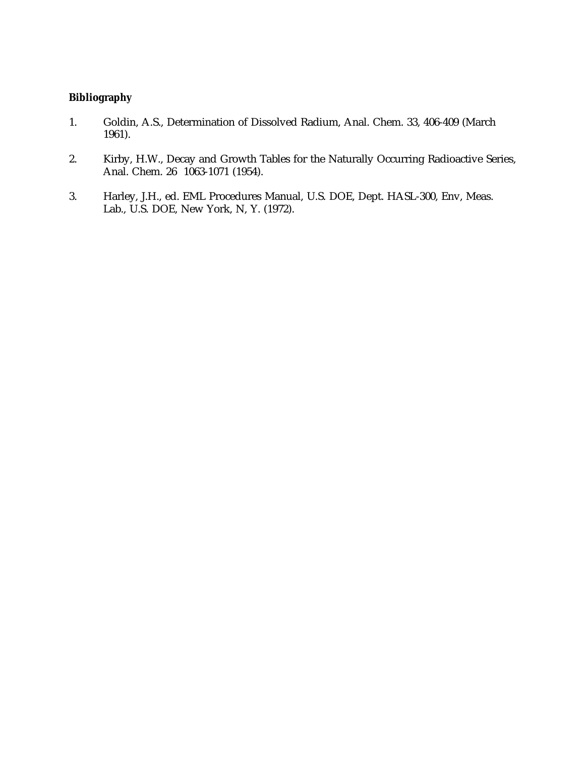**Bibliography**

1. Goldin, A.S., Determination of Dissolved Radium, Anal. Chem. 33, 406-409 (March 1961).

2. Kirby, H.W., Decay and Growth Tables for the Naturally Occurring Radioactive Series, Anal. Chem. 26 1063-1071 (1954).

3. Harley, J.H., ed. EML Procedures Manual, U.S. DOE, Dept. HASL-300, Env, Meas. Lab., U.S. DOE, New York, N, Y. (1972).